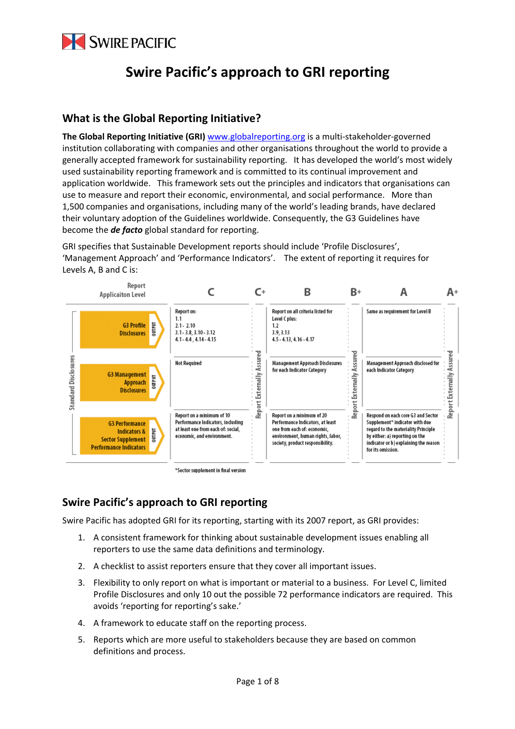# Swire Pacific's approach to GRI reporting

## What is the Global Reporting Initiative?

**The Global Reporting Initiative (GRI)** www.globalreporting.org is a multi-stakeholder-governed institution collaborating with companies and other organisations throughout the world to provide a generally accepted framework for sustainability reporting. It has developed the world's most widely used sustainability reporting framework and is committed to its continual improvement and application worldwide. This framework sets out the principles and indicators that organisations can use to measure and report their economic, environmental, and social performance. More than 1,500 companies and organisations, including many of the world's leading brands, have declared their voluntary adoption of the Guidelines worldwide. Consequently, the G3 Guidelines have become the ***de facto*** global standard for reporting.

GRI specifies that Sustainable Development reports should include 'Profile Disclosures', 'Management Approach' and 'Performance Indicators'. The extent of reporting it requires for Levels A, B and C is:

| Report Applicaiton Level | C | C+ | B | B+ | A | A+ |
|---|---|---|---|---|---|---|
| **Standard Disclosures** — G3 Profile Disclosures (OUTPUT) | Report on: 1.1; 2.1 - 2.10; 3.1 - 3.8, 3.10 - 3.12; 4.1 - 4.4, 4.14 - 4.15 | Report Externally Assured | Report on all criteria listed for Level C plus: 1.2; 3.9, 3.13; 4.5 - 4.13, 4.16 - 4.17 | Report Externally Assured | Same as requirement for Level B | Report Externally Assured |
| **Standard Disclosures** — G3 Management Approach Disclosures (OUTPUT) | Not Required | | Management Approach Disclosures for each Indicator Category | | Management Approach disclosed for each Indicator Category | |
| **Standard Disclosures** — G3 Performance Indicators & Sector Supplement Performance Indicators (OUTPUT) | Report on a minimum of 10 Performance Indicators, including at least one from each of: social, economic, and environment. | | Report on a minimum of 20 Performance Indicators, at least one from each of: economic, environment, human rights, labor, society, product responsibility. | | Respond on each core G3 and Sector Supplement* indicator with due regard to the materiality Principle by either: a) reporting on the indicator or b) explaining the reason for its omission. | |

*Sector supplement in final version

## Swire Pacific's approach to GRI reporting

Swire Pacific has adopted GRI for its reporting, starting with its 2007 report, as GRI provides:

1. A consistent framework for thinking about sustainable development issues enabling all reporters to use the same data definitions and terminology.
2. A checklist to assist reporters ensure that they cover all important issues.
3. Flexibility to only report on what is important or material to a business. For Level C, limited Profile Disclosures and only 10 out the possible 72 performance indicators are required. This avoids 'reporting for reporting's sake.'
4. A framework to educate staff on the reporting process.
5. Reports which are more useful to stakeholders because they are based on common definitions and process.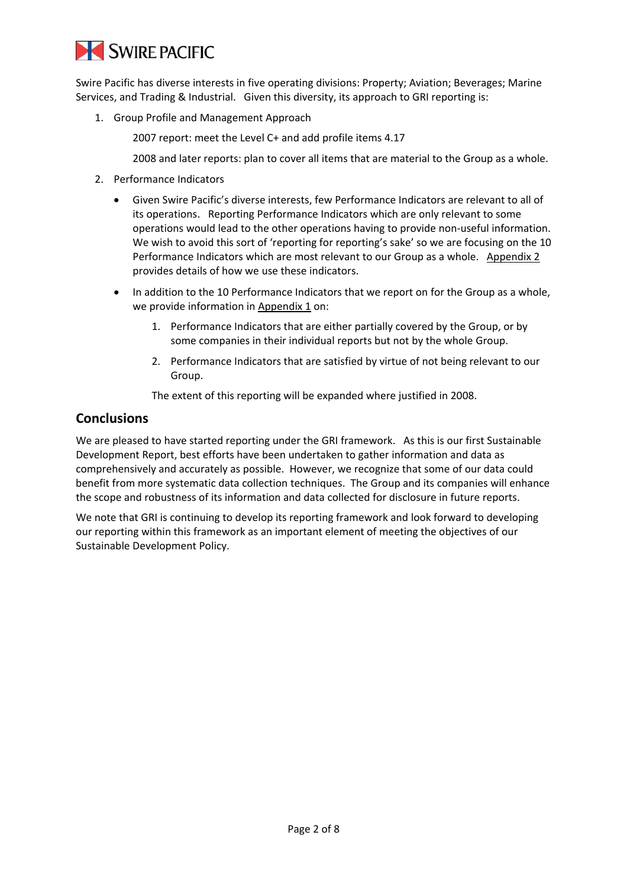Swire Pacific has diverse interests in five operating divisions: Property; Aviation; Beverages; Marine Services, and Trading & Industrial. Given this diversity, its approach to GRI reporting is:

1. Group Profile and Management Approach

   2007 report: meet the Level C+ and add profile items 4.17

   2008 and later reports: plan to cover all items that are material to the Group as a whole.

2. Performance Indicators

   - Given Swire Pacific's diverse interests, few Performance Indicators are relevant to all of its operations. Reporting Performance Indicators which are only relevant to some operations would lead to the other operations having to provide non-useful information. We wish to avoid this sort of 'reporting for reporting's sake' so we are focusing on the 10 Performance Indicators which are most relevant to our Group as a whole. Appendix 2 provides details of how we use these indicators.

   - In addition to the 10 Performance Indicators that we report on for the Group as a whole, we provide information in Appendix 1 on:

     1. Performance Indicators that are either partially covered by the Group, or by some companies in their individual reports but not by the whole Group.
     2. Performance Indicators that are satisfied by virtue of not being relevant to our Group.

     The extent of this reporting will be expanded where justified in 2008.

## Conclusions

We are pleased to have started reporting under the GRI framework. As this is our first Sustainable Development Report, best efforts have been undertaken to gather information and data as comprehensively and accurately as possible. However, we recognize that some of our data could benefit from more systematic data collection techniques. The Group and its companies will enhance the scope and robustness of its information and data collected for disclosure in future reports.

We note that GRI is continuing to develop its reporting framework and look forward to developing our reporting within this framework as an important element of meeting the objectives of our Sustainable Development Policy.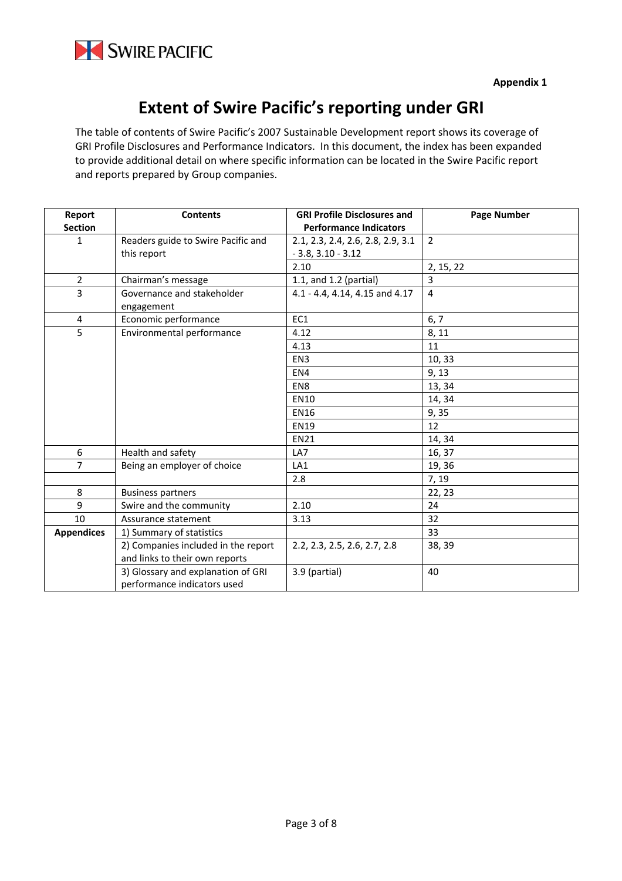Appendix 1

# Extent of Swire Pacific's reporting under GRI

The table of contents of Swire Pacific's 2007 Sustainable Development report shows its coverage of GRI Profile Disclosures and Performance Indicators. In this document, the index has been expanded to provide additional detail on where specific information can be located in the Swire Pacific report and reports prepared by Group companies.

| Report Section | Contents | GRI Profile Disclosures and Performance Indicators | Page Number |
|---|---|---|---|
| 1 | Readers guide to Swire Pacific and this report | 2.1, 2.3, 2.4, 2.6, 2.8, 2.9, 3.1 - 3.8, 3.10 - 3.12 | 2 |
| | | 2.10 | 2, 15, 22 |
| 2 | Chairman's message | 1.1, and 1.2 (partial) | 3 |
| 3 | Governance and stakeholder engagement | 4.1 - 4.4, 4.14, 4.15 and 4.17 | 4 |
| 4 | Economic performance | EC1 | 6, 7 |
| 5 | Environmental performance | 4.12 | 8, 11 |
| | | 4.13 | 11 |
| | | EN3 | 10, 33 |
| | | EN4 | 9, 13 |
| | | EN8 | 13, 34 |
| | | EN10 | 14, 34 |
| | | EN16 | 9, 35 |
| | | EN19 | 12 |
| | | EN21 | 14, 34 |
| 6 | Health and safety | LA7 | 16, 37 |
| 7 | Being an employer of choice | LA1 | 19, 36 |
| | | 2.8 | 7, 19 |
| 8 | Business partners | | 22, 23 |
| 9 | Swire and the community | 2.10 | 24 |
| 10 | Assurance statement | 3.13 | 32 |
| **Appendices** | 1) Summary of statistics | | 33 |
| | 2) Companies included in the report and links to their own reports | 2.2, 2.3, 2.5, 2.6, 2.7, 2.8 | 38, 39 |
| | 3) Glossary and explanation of GRI performance indicators used | 3.9 (partial) | 40 |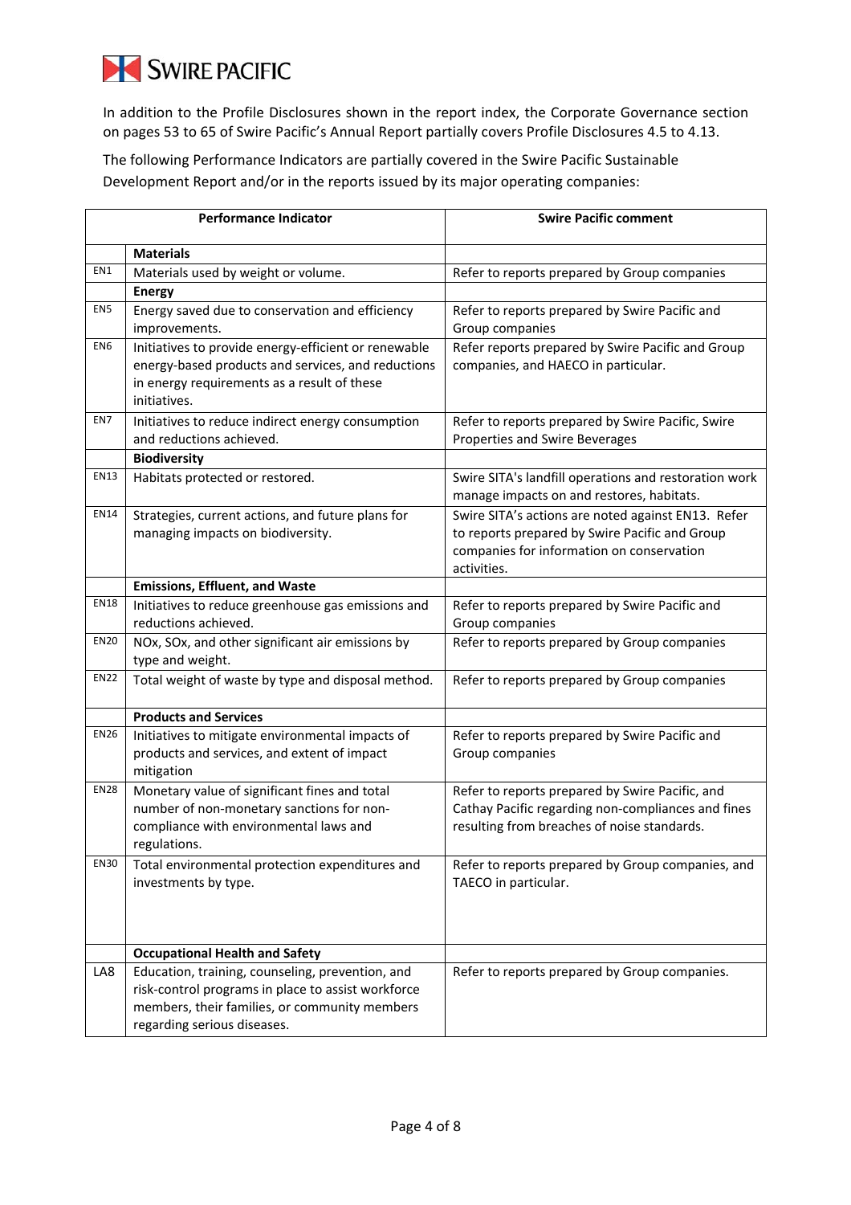In addition to the Profile Disclosures shown in the report index, the Corporate Governance section on pages 53 to 65 of Swire Pacific's Annual Report partially covers Profile Disclosures 4.5 to 4.13.

The following Performance Indicators are partially covered in the Swire Pacific Sustainable Development Report and/or in the reports issued by its major operating companies:

| Performance Indicator | | Swire Pacific comment |
|---|---|---|
| | **Materials** | |
| EN1 | Materials used by weight or volume. | Refer to reports prepared by Group companies |
| | **Energy** | |
| EN5 | Energy saved due to conservation and efficiency improvements. | Refer to reports prepared by Swire Pacific and Group companies |
| EN6 | Initiatives to provide energy-efficient or renewable energy-based products and services, and reductions in energy requirements as a result of these initiatives. | Refer reports prepared by Swire Pacific and Group companies, and HAECO in particular. |
| EN7 | Initiatives to reduce indirect energy consumption and reductions achieved. | Refer to reports prepared by Swire Pacific, Swire Properties and Swire Beverages |
| | **Biodiversity** | |
| EN13 | Habitats protected or restored. | Swire SITA's landfill operations and restoration work manage impacts on and restores, habitats. |
| EN14 | Strategies, current actions, and future plans for managing impacts on biodiversity. | Swire SITA's actions are noted against EN13. Refer to reports prepared by Swire Pacific and Group companies for information on conservation activities. |
| | **Emissions, Effluent, and Waste** | |
| EN18 | Initiatives to reduce greenhouse gas emissions and reductions achieved. | Refer to reports prepared by Swire Pacific and Group companies |
| EN20 | NOx, SOx, and other significant air emissions by type and weight. | Refer to reports prepared by Group companies |
| EN22 | Total weight of waste by type and disposal method. | Refer to reports prepared by Group companies |
| | **Products and Services** | |
| EN26 | Initiatives to mitigate environmental impacts of products and services, and extent of impact mitigation | Refer to reports prepared by Swire Pacific and Group companies |
| EN28 | Monetary value of significant fines and total number of non-monetary sanctions for non-compliance with environmental laws and regulations. | Refer to reports prepared by Swire Pacific, and Cathay Pacific regarding non-compliances and fines resulting from breaches of noise standards. |
| EN30 | Total environmental protection expenditures and investments by type. | Refer to reports prepared by Group companies, and TAECO in particular. |
| | **Occupational Health and Safety** | |
| LA8 | Education, training, counseling, prevention, and risk-control programs in place to assist workforce members, their families, or community members regarding serious diseases. | Refer to reports prepared by Group companies. |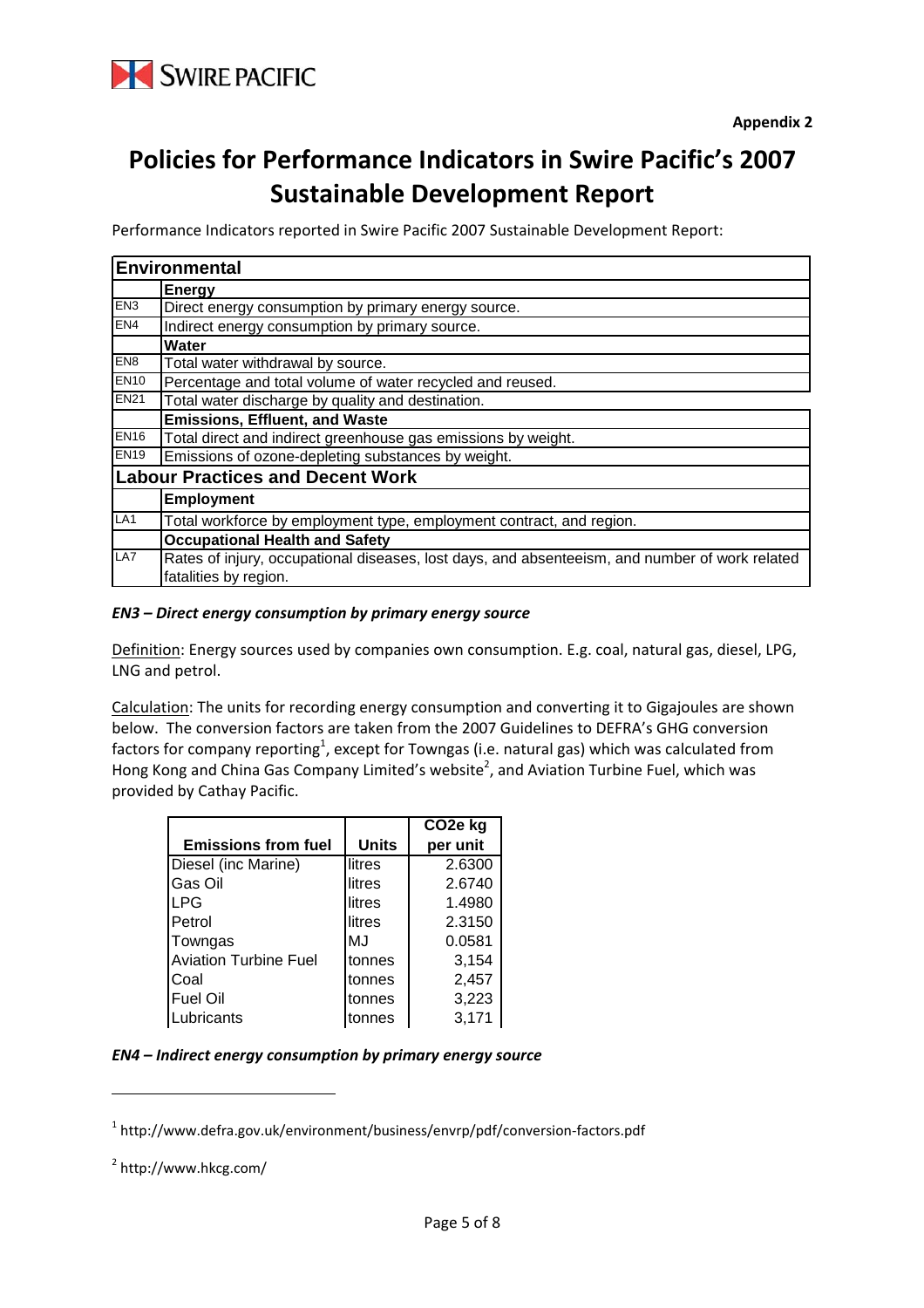Appendix 2

# Policies for Performance Indicators in Swire Pacific's 2007 Sustainable Development Report

Performance Indicators reported in Swire Pacific 2007 Sustainable Development Report:

| **Environmental** | |
|---|---|
| | **Energy** |
| EN3 | Direct energy consumption by primary energy source. |
| EN4 | Indirect energy consumption by primary source. |
| | **Water** |
| EN8 | Total water withdrawal by source. |
| EN10 | Percentage and total volume of water recycled and reused. |
| EN21 | Total water discharge by quality and destination. |
| | **Emissions, Effluent, and Waste** |
| EN16 | Total direct and indirect greenhouse gas emissions by weight. |
| EN19 | Emissions of ozone-depleting substances by weight. |
| **Labour Practices and Decent Work** | |
| | **Employment** |
| LA1 | Total workforce by employment type, employment contract, and region. |
| | **Occupational Health and Safety** |
| LA7 | Rates of injury, occupational diseases, lost days, and absenteeism, and number of work related fatalities by region. |

***EN3 – Direct energy consumption by primary energy source***

Definition: Energy sources used by companies own consumption. E.g. coal, natural gas, diesel, LPG, LNG and petrol.

Calculation: The units for recording energy consumption and converting it to Gigajoules are shown below. The conversion factors are taken from the 2007 Guidelines to DEFRA's GHG conversion factors for company reporting[1], except for Towngas (i.e. natural gas) which was calculated from Hong Kong and China Gas Company Limited's website[2], and Aviation Turbine Fuel, which was provided by Cathay Pacific.

| Emissions from fuel | Units | $CO_2e$ kg per unit |
|---|---|---|
| Diesel (inc Marine) | litres | 2.6300 |
| Gas Oil | litres | 2.6740 |
| LPG | litres | 1.4980 |
| Petrol | litres | 2.3150 |
| Towngas | MJ | 0.0581 |
| Aviation Turbine Fuel | tonnes | 3,154 |
| Coal | tonnes | 2,457 |
| Fuel Oil | tonnes | 3,223 |
| Lubricants | tonnes | 3,171 |

***EN4 – Indirect energy consumption by primary energy source***

---

[1] http://www.defra.gov.uk/environment/business/envrp/pdf/conversion-factors.pdf

[2] http://www.hkcg.com/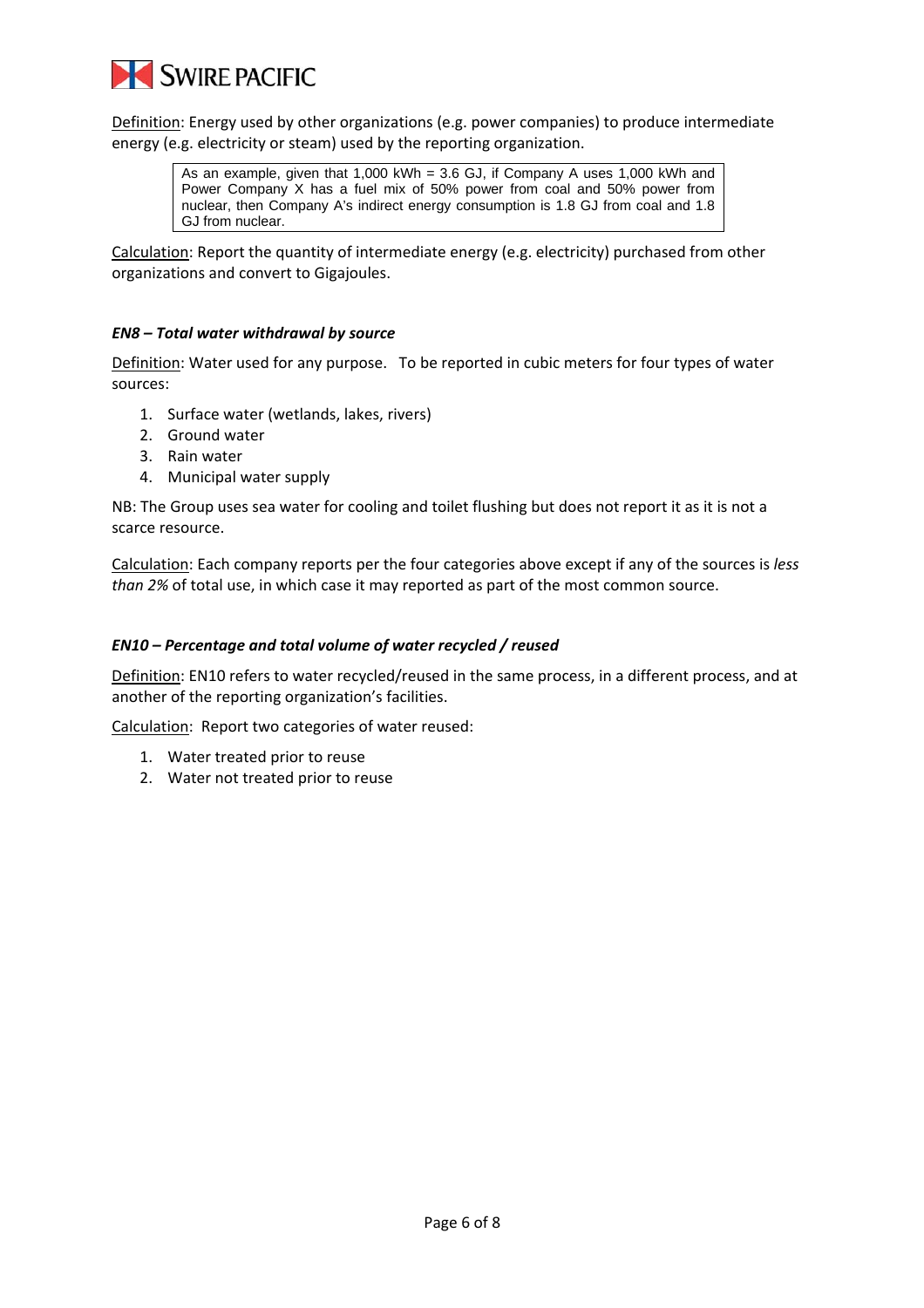Definition: Energy used by other organizations (e.g. power companies) to produce intermediate energy (e.g. electricity or steam) used by the reporting organization.

> As an example, given that 1,000 kWh = 3.6 GJ, if Company A uses 1,000 kWh and Power Company X has a fuel mix of 50% power from coal and 50% power from nuclear, then Company A's indirect energy consumption is 1.8 GJ from coal and 1.8 GJ from nuclear.

Calculation: Report the quantity of intermediate energy (e.g. electricity) purchased from other organizations and convert to Gigajoules.

### *EN8 – Total water withdrawal by source*

Definition: Water used for any purpose. To be reported in cubic meters for four types of water sources:

1. Surface water (wetlands, lakes, rivers)
2. Ground water
3. Rain water
4. Municipal water supply

NB: The Group uses sea water for cooling and toilet flushing but does not report it as it is not a scarce resource.

Calculation: Each company reports per the four categories above except if any of the sources is *less than 2%* of total use, in which case it may reported as part of the most common source.

### *EN10 – Percentage and total volume of water recycled / reused*

Definition: EN10 refers to water recycled/reused in the same process, in a different process, and at another of the reporting organization's facilities.

Calculation: Report two categories of water reused:

1. Water treated prior to reuse
2. Water not treated prior to reuse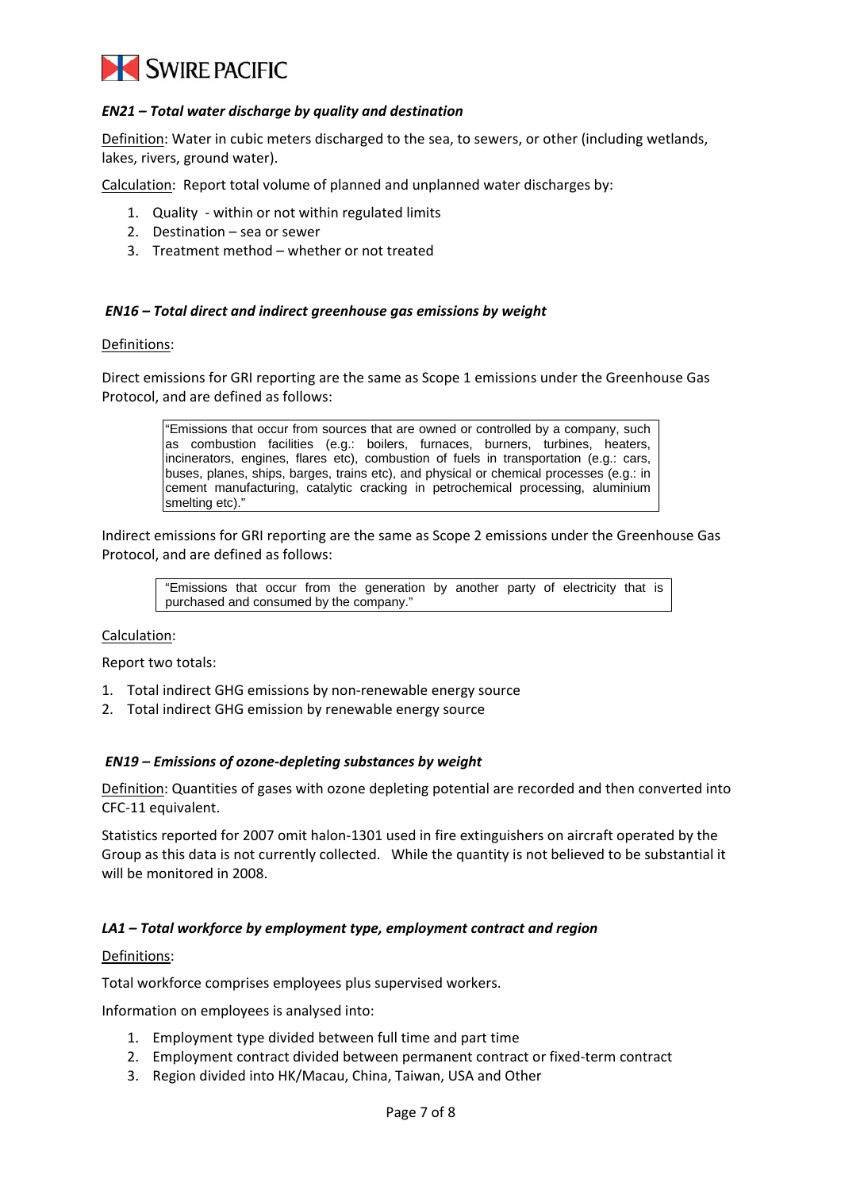### *EN21 – Total water discharge by quality and destination*

Definition: Water in cubic meters discharged to the sea, to sewers, or other (including wetlands, lakes, rivers, ground water).

Calculation: Report total volume of planned and unplanned water discharges by:

1. Quality - within or not within regulated limits
2. Destination – sea or sewer
3. Treatment method – whether or not treated

### *EN16 – Total direct and indirect greenhouse gas emissions by weight*

Definitions:

Direct emissions for GRI reporting are the same as Scope 1 emissions under the Greenhouse Gas Protocol, and are defined as follows:

> "Emissions that occur from sources that are owned or controlled by a company, such as combustion facilities (e.g.: boilers, furnaces, burners, turbines, heaters, incinerators, engines, flares etc), combustion of fuels in transportation (e.g.: cars, buses, planes, ships, barges, trains etc), and physical or chemical processes (e.g.: in cement manufacturing, catalytic cracking in petrochemical processing, aluminium smelting etc)."

Indirect emissions for GRI reporting are the same as Scope 2 emissions under the Greenhouse Gas Protocol, and are defined as follows:

> "Emissions that occur from the generation by another party of electricity that is purchased and consumed by the company."

Calculation:

Report two totals:

1. Total indirect GHG emissions by non-renewable energy source
2. Total indirect GHG emission by renewable energy source

### *EN19 – Emissions of ozone-depleting substances by weight*

Definition: Quantities of gases with ozone depleting potential are recorded and then converted into CFC-11 equivalent.

Statistics reported for 2007 omit halon-1301 used in fire extinguishers on aircraft operated by the Group as this data is not currently collected. While the quantity is not believed to be substantial it will be monitored in 2008.

### *LA1 – Total workforce by employment type, employment contract and region*

Definitions:

Total workforce comprises employees plus supervised workers.

Information on employees is analysed into:

1. Employment type divided between full time and part time
2. Employment contract divided between permanent contract or fixed-term contract
3. Region divided into HK/Macau, China, Taiwan, USA and Other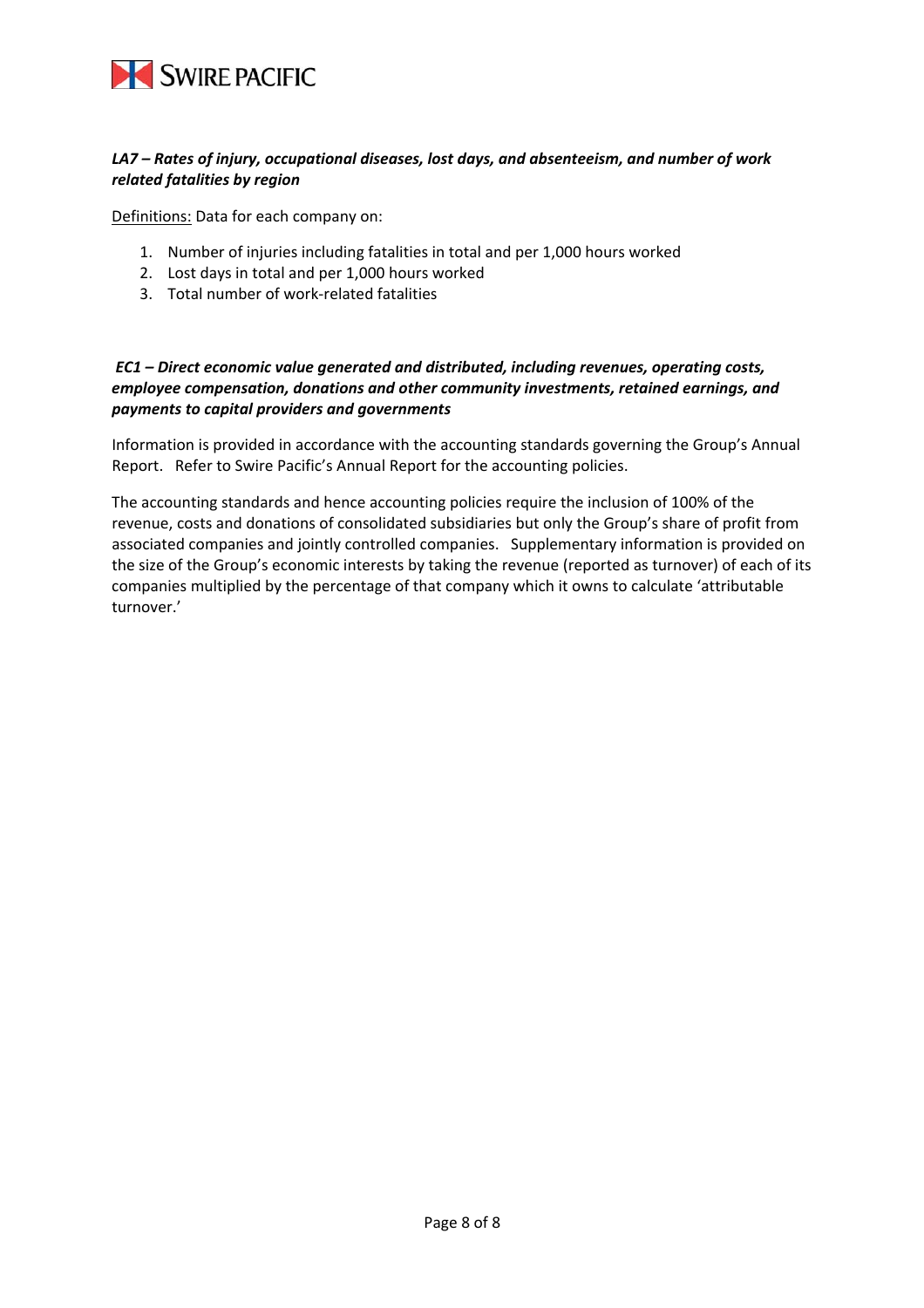***LA7 – Rates of injury, occupational diseases, lost days, and absenteeism, and number of work related fatalities by region***

Definitions: Data for each company on:

1. Number of injuries including fatalities in total and per 1,000 hours worked
2. Lost days in total and per 1,000 hours worked
3. Total number of work-related fatalities

***EC1 – Direct economic value generated and distributed, including revenues, operating costs, employee compensation, donations and other community investments, retained earnings, and payments to capital providers and governments***

Information is provided in accordance with the accounting standards governing the Group's Annual Report. Refer to Swire Pacific's Annual Report for the accounting policies.

The accounting standards and hence accounting policies require the inclusion of 100% of the revenue, costs and donations of consolidated subsidiaries but only the Group's share of profit from associated companies and jointly controlled companies. Supplementary information is provided on the size of the Group's economic interests by taking the revenue (reported as turnover) of each of its companies multiplied by the percentage of that company which it owns to calculate 'attributable turnover.'